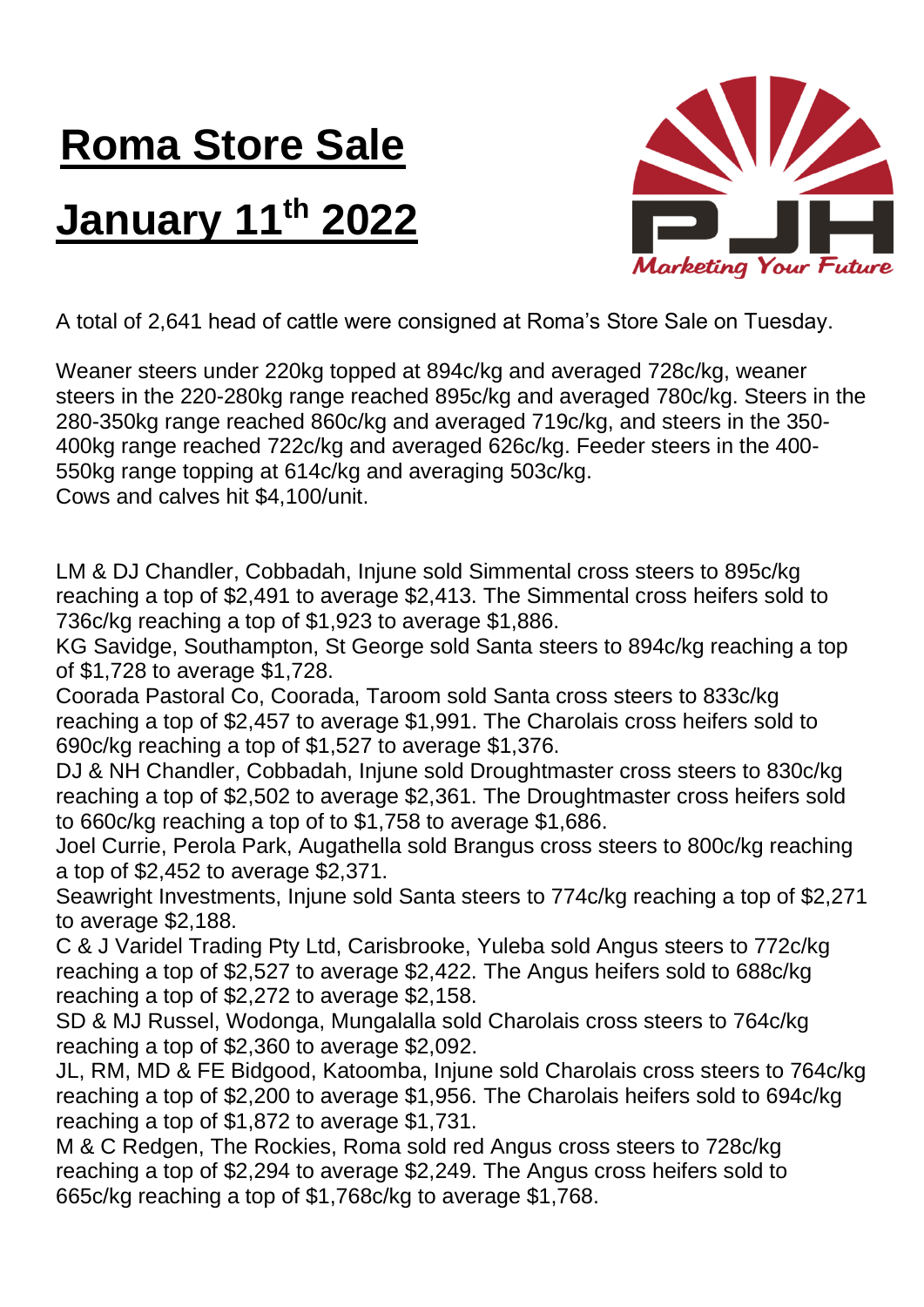# Roma Store Sale

# January 11th 2022

A total of 2,641 head of cattle were consigned at Roma's Store Sale on Tuesday.

Weaner steers under 220kg topped at 894c/kg and averaged 728c/kg, weaner steers in the 220-280kg range reached 895c/kg and averaged 780c/kg. Steers in the 280-350kg range reached 860c/kg and averaged 719c/kg, and steers in the 350-400kg range reached 722c/kg and averaged 626c/kg. Feeder steers in the 400-550kg range topping at 614c/kg and averaging 503c/kg.
Cows and calves hit $4,100/unit.

LM & DJ Chandler, Cobbadah, Injune sold Simmental cross steers to 895c/kg reaching a top of $2,491 to average $2,413. The Simmental cross heifers sold to 736c/kg reaching a top of $1,923 to average $1,886.
KG Savidge, Southampton, St George sold Santa steers to 894c/kg reaching a top of $1,728 to average $1,728.
Coorada Pastoral Co, Coorada, Taroom sold Santa cross steers to 833c/kg reaching a top of $2,457 to average $1,991. The Charolais cross heifers sold to 690c/kg reaching a top of $1,527 to average $1,376.
DJ & NH Chandler, Cobbadah, Injune sold Droughtmaster cross steers to 830c/kg reaching a top of $2,502 to average $2,361. The Droughtmaster cross heifers sold to 660c/kg reaching a top of to $1,758 to average $1,686.
Joel Currie, Perola Park, Augathella sold Brangus cross steers to 800c/kg reaching a top of $2,452 to average $2,371.
Seawright Investments, Injune sold Santa steers to 774c/kg reaching a top of $2,271 to average $2,188.
C & J Varidel Trading Pty Ltd, Carisbrooke, Yuleba sold Angus steers to 772c/kg reaching a top of $2,527 to average $2,422. The Angus heifers sold to 688c/kg reaching a top of $2,272 to average $2,158.
SD & MJ Russel, Wodonga, Mungalalla sold Charolais cross steers to 764c/kg reaching a top of $2,360 to average $2,092.
JL, RM, MD & FE Bidgood, Katoomba, Injune sold Charolais cross steers to 764c/kg reaching a top of $2,200 to average $1,956. The Charolais heifers sold to 694c/kg reaching a top of $1,872 to average $1,731.
M & C Redgen, The Rockies, Roma sold red Angus cross steers to 728c/kg reaching a top of $2,294 to average $2,249. The Angus cross heifers sold to 665c/kg reaching a top of $1,768c/kg to average $1,768.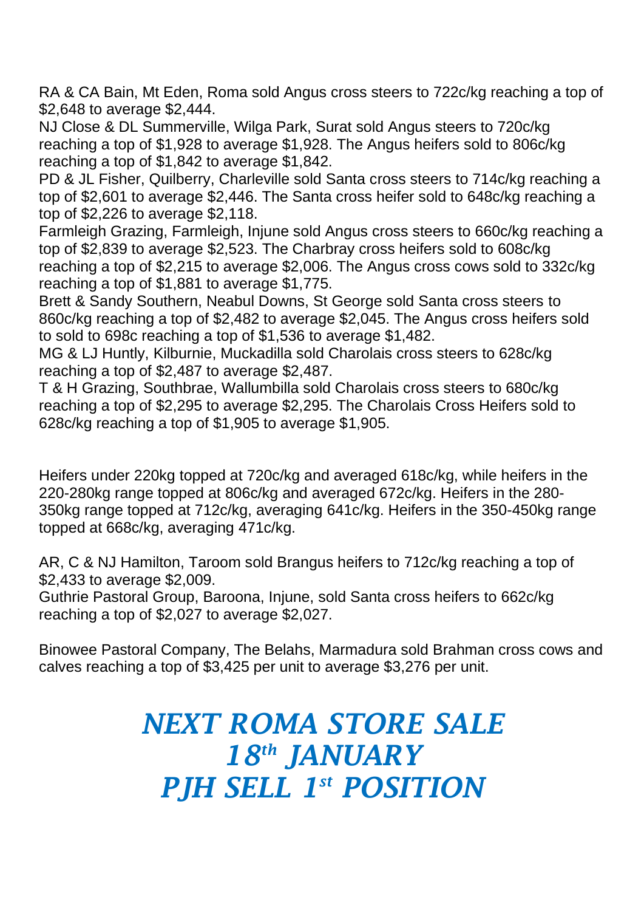RA & CA Bain, Mt Eden, Roma sold Angus cross steers to 722c/kg reaching a top of $2,648 to average $2,444.
NJ Close & DL Summerville, Wilga Park, Surat sold Angus steers to 720c/kg reaching a top of $1,928 to average $1,928. The Angus heifers sold to 806c/kg reaching a top of $1,842 to average $1,842.
PD & JL Fisher, Quilberry, Charleville sold Santa cross steers to 714c/kg reaching a top of $2,601 to average $2,446. The Santa cross heifer sold to 648c/kg reaching a top of $2,226 to average $2,118.
Farmleigh Grazing, Farmleigh, Injune sold Angus cross steers to 660c/kg reaching a top of $2,839 to average $2,523. The Charbray cross heifers sold to 608c/kg reaching a top of $2,215 to average $2,006. The Angus cross cows sold to 332c/kg reaching a top of $1,881 to average $1,775.
Brett & Sandy Southern, Neabul Downs, St George sold Santa cross steers to 860c/kg reaching a top of $2,482 to average $2,045. The Angus cross heifers sold to sold to 698c reaching a top of $1,536 to average $1,482.
MG & LJ Huntly, Kilburnie, Muckadilla sold Charolais cross steers to 628c/kg reaching a top of $2,487 to average $2,487.
T & H Grazing, Southbrae, Wallumbilla sold Charolais cross steers to 680c/kg reaching a top of $2,295 to average $2,295. The Charolais Cross Heifers sold to 628c/kg reaching a top of $1,905 to average $1,905.

Heifers under 220kg topped at 720c/kg and averaged 618c/kg, while heifers in the 220-280kg range topped at 806c/kg and averaged 672c/kg. Heifers in the 280-350kg range topped at 712c/kg, averaging 641c/kg. Heifers in the 350-450kg range topped at 668c/kg, averaging 471c/kg.

AR, C & NJ Hamilton, Taroom sold Brangus heifers to 712c/kg reaching a top of $2,433 to average $2,009.
Guthrie Pastoral Group, Baroona, Injune, sold Santa cross heifers to 662c/kg reaching a top of $2,027 to average $2,027.

Binowee Pastoral Company, The Belahs, Marmadura sold Brahman cross cows and calves reaching a top of $3,425 per unit to average $3,276 per unit.

## *NEXT ROMA STORE SALE*
## *18th JANUARY*
## *PJH SELL 1st POSITION*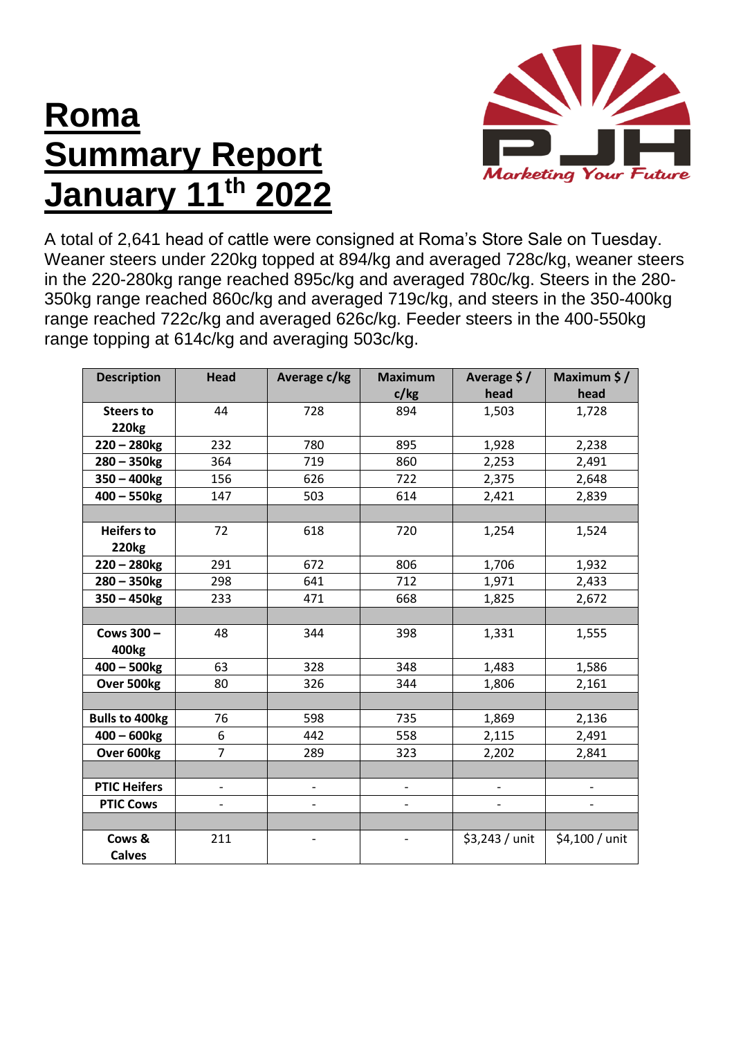# Roma Summary Report January 11th 2022

Marketing Your Future

A total of 2,641 head of cattle were consigned at Roma's Store Sale on Tuesday. Weaner steers under 220kg topped at 894/kg and averaged 728c/kg, weaner steers in the 220-280kg range reached 895c/kg and averaged 780c/kg. Steers in the 280-350kg range reached 860c/kg and averaged 719c/kg, and steers in the 350-400kg range reached 722c/kg and averaged 626c/kg. Feeder steers in the 400-550kg range topping at 614c/kg and averaging 503c/kg.

| Description | Head | Average c/kg | Maximum c/kg | Average $ / head | Maximum $ / head |
|---|---|---|---|---|---|
| **Steers to 220kg** | 44 | 728 | 894 | 1,503 | 1,728 |
| **220 – 280kg** | 232 | 780 | 895 | 1,928 | 2,238 |
| **280 – 350kg** | 364 | 719 | 860 | 2,253 | 2,491 |
| **350 – 400kg** | 156 | 626 | 722 | 2,375 | 2,648 |
| **400 – 550kg** | 147 | 503 | 614 | 2,421 | 2,839 |
| | | | | | |
| **Heifers to 220kg** | 72 | 618 | 720 | 1,254 | 1,524 |
| **220 – 280kg** | 291 | 672 | 806 | 1,706 | 1,932 |
| **280 – 350kg** | 298 | 641 | 712 | 1,971 | 2,433 |
| **350 – 450kg** | 233 | 471 | 668 | 1,825 | 2,672 |
| | | | | | |
| **Cows 300 – 400kg** | 48 | 344 | 398 | 1,331 | 1,555 |
| **400 – 500kg** | 63 | 328 | 348 | 1,483 | 1,586 |
| **Over 500kg** | 80 | 326 | 344 | 1,806 | 2,161 |
| | | | | | |
| **Bulls to 400kg** | 76 | 598 | 735 | 1,869 | 2,136 |
| **400 – 600kg** | 6 | 442 | 558 | 2,115 | 2,491 |
| **Over 600kg** | 7 | 289 | 323 | 2,202 | 2,841 |
| | | | | | |
| **PTIC Heifers** | - | - | - | - | - |
| **PTIC Cows** | - | - | - | - | - |
| | | | | | |
| **Cows & Calves** | 211 | - | - | $3,243 / unit | $4,100 / unit |